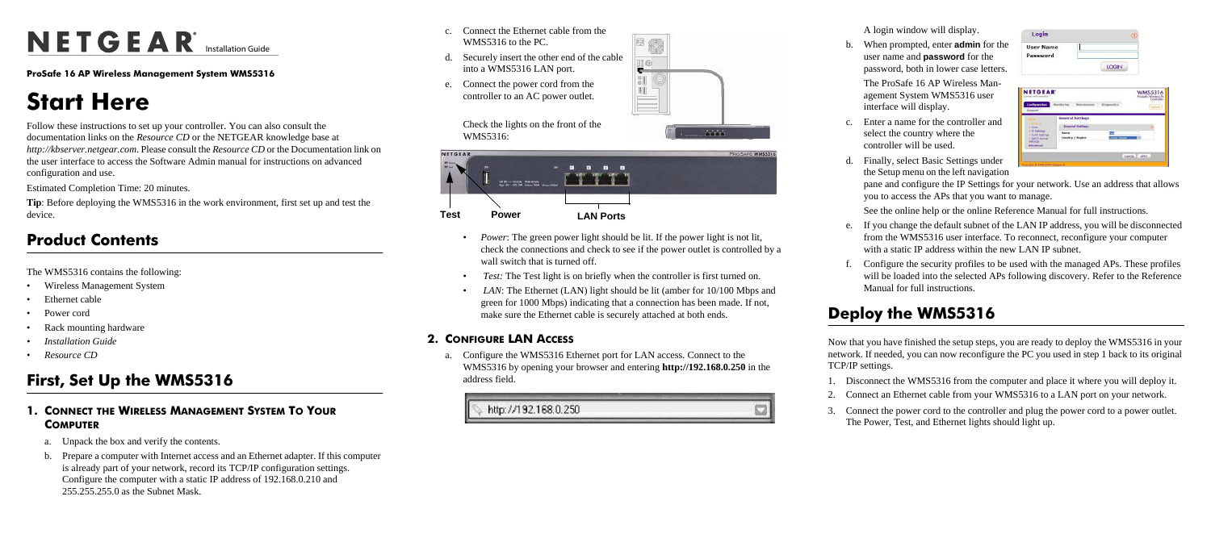# NETGEAR Installation Guide

**ProSafe 16 AP Wireless Management System WMS5316**

# Start Here

Follow these instructions to set up your controller. You can also consult the documentation links on the *Resource CD* or the NETGEAR knowledge base at *http://kbserver.netgear.com*. Please consult the *Resource CD* or the Documentation link on the user interface to access the Software Admin manual for instructions on advanced configuration and use.

Estimated Completion Time: 20 minutes.

**Tip**: Before deploying the WMS5316 in the work environment, first set up and test the device.

## Product Contents

The WMS5316 contains the following:

- Wireless Management System
- Ethernet cable
- Power cord
- Rack mounting hardware
- *Installation Guide*
- *Resource CD*

## First, Set Up the WMS5316

### 1. Connect the Wireless Management System To Your Computer

a. Unpack the box and verify the contents.

b. Prepare a computer with Internet access and an Ethernet adapter. If this computer is already part of your network, record its TCP/IP configuration settings. Configure the computer with a static IP address of 192.168.0.210 and 255.255.255.0 as the Subnet Mask.

c. Connect the Ethernet cable from the WMS5316 to the PC.

d. Securely insert the other end of the cable into a WMS5316 LAN port.

e. Connect the power cord from the controller to an AC power outlet.

Check the lights on the front of the WMS5316:

Test　Power　LAN Ports

- *Power*: The green power light should be lit. If the power light is not lit, check the connections and check to see if the power outlet is controlled by a wall switch that is turned off.
- *Test:* The Test light is on briefly when the controller is first turned on.
- *LAN*: The Ethernet (LAN) light should be lit (amber for 10/100 Mbps and green for 1000 Mbps) indicating that a connection has been made. If not, make sure the Ethernet cable is securely attached at both ends.

### 2. Configure LAN Access

a. Configure the WMS5316 Ethernet port for LAN access. Connect to the WMS5316 by opening your browser and entering **http://192.168.0.250** in the address field.

http://192.168.0.250

A login window will display.

b. When prompted, enter **admin** for the user name and **password** for the password, both in lower case letters.

The ProSafe 16 AP Wireless Management System WMS5316 user interface will display.

c. Enter a name for the controller and select the country where the controller will be used.

d. Finally, select Basic Settings under the Setup menu on the left navigation pane and configure the IP Settings for your network. Use an address that allows you to access the APs that you want to manage.

See the online help or the online Reference Manual for full instructions.

e. If you change the default subnet of the LAN IP address, you will be disconnected from the WMS5316 user interface. To reconnect, reconfigure your computer with a static IP address within the new LAN IP subnet.

f. Configure the security profiles to be used with the managed APs. These profiles will be loaded into the selected APs following discovery. Refer to the Reference Manual for full instructions.

## Deploy the WMS5316

Now that you have finished the setup steps, you are ready to deploy the WMS5316 in your network. If needed, you can now reconfigure the PC you used in step 1 back to its original TCP/IP settings.

1. Disconnect the WMS5316 from the computer and place it where you will deploy it.
2. Connect an Ethernet cable from your WMS5316 to a LAN port on your network.
3. Connect the power cord to the controller and plug the power cord to a power outlet. The Power, Test, and Ethernet lights should light up.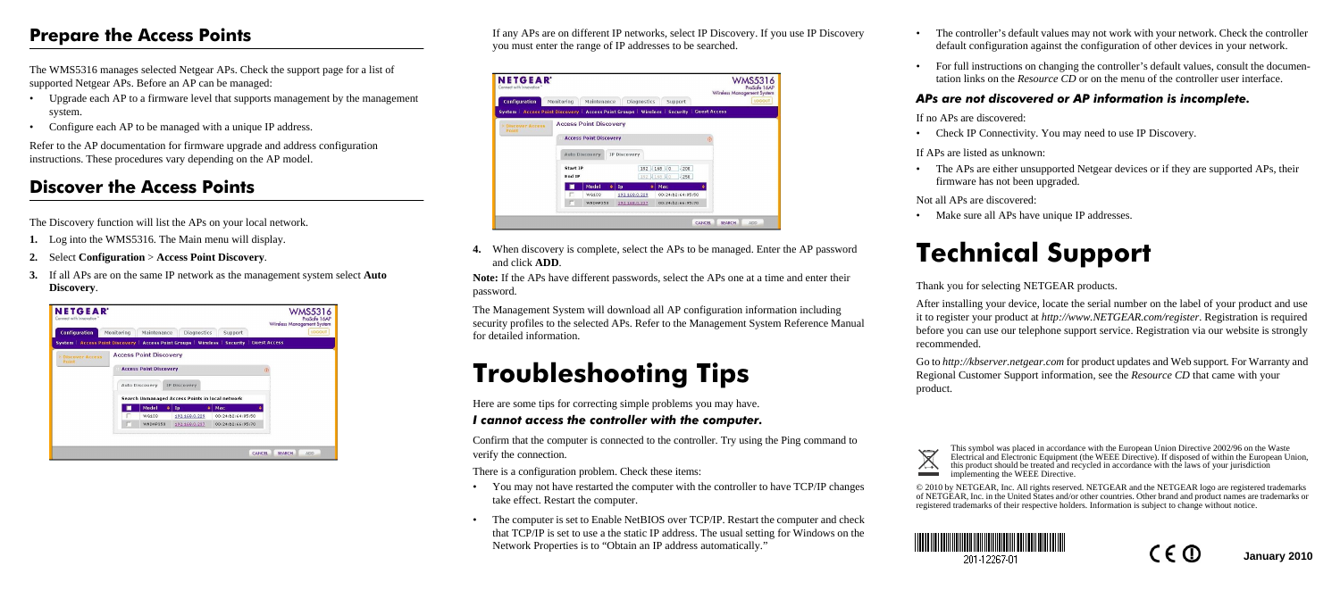## Prepare the Access Points

The WMS5316 manages selected Netgear APs. Check the support page for a list of supported Netgear APs. Before an AP can be managed:

- Upgrade each AP to a firmware level that supports management by the management system.
- Configure each AP to be managed with a unique IP address.

Refer to the AP documentation for firmware upgrade and address configuration instructions. These procedures vary depending on the AP model.

## Discover the Access Points

The Discovery function will list the APs on your local network.

1. Log into the WMS5316. The Main menu will display.
2. Select **Configuration** > **Access Point Discovery**.
3. If all APs are on the same IP network as the management system select **Auto Discovery**.

If any APs are on different IP networks, select IP Discovery. If you use IP Discovery you must enter the range of IP addresses to be searched.

4. When discovery is complete, select the APs to be managed. Enter the AP password and click **ADD**.

**Note:** If the APs have different passwords, select the APs one at a time and enter their password.

The Management System will download all AP configuration information including security profiles to the selected APs. Refer to the Management System Reference Manual for detailed information.

# Troubleshooting Tips

Here are some tips for correcting simple problems you may have.

### I cannot access the controller with the computer.

Confirm that the computer is connected to the controller. Try using the Ping command to verify the connection.

There is a configuration problem. Check these items:

- You may not have restarted the computer with the controller to have TCP/IP changes take effect. Restart the computer.
- The computer is set to Enable NetBIOS over TCP/IP. Restart the computer and check that TCP/IP is set to use a the static IP address. The usual setting for Windows on the Network Properties is to "Obtain an IP address automatically."
- The controller's default values may not work with your network. Check the controller default configuration against the configuration of other devices in your network.
- For full instructions on changing the controller's default values, consult the documentation links on the *Resource CD* or on the menu of the controller user interface.

### APs are not discovered or AP information is incomplete.

If no APs are discovered:

- Check IP Connectivity. You may need to use IP Discovery.

If APs are listed as unknown:

- The APs are either unsupported Netgear devices or if they are supported APs, their firmware has not been upgraded.

Not all APs are discovered:

- Make sure all APs have unique IP addresses.

# Technical Support

Thank you for selecting NETGEAR products.

After installing your device, locate the serial number on the label of your product and use it to register your product at *http://www.NETGEAR.com/register*. Registration is required before you can use our telephone support service. Registration via our website is strongly recommended.

Go to *http://kbserver.netgear.com* for product updates and Web support. For Warranty and Regional Customer Support information, see the *Resource CD* that came with your product.

This symbol was placed in accordance with the European Union Directive 2002/96 on the Waste Electrical and Electronic Equipment (the WEEE Directive). If disposed of within the European Union, this product should be treated and recycled in accordance with the laws of your jurisdiction implementing the WEEE Directive.

© 2010 by NETGEAR, Inc. All rights reserved. NETGEAR and the NETGEAR logo are registered trademarks of NETGEAR, Inc. in the United States and/or other countries. Other brand and product names are trademarks or registered trademarks of their respective holders. Information is subject to change without notice.

201-12267-01

January 2010